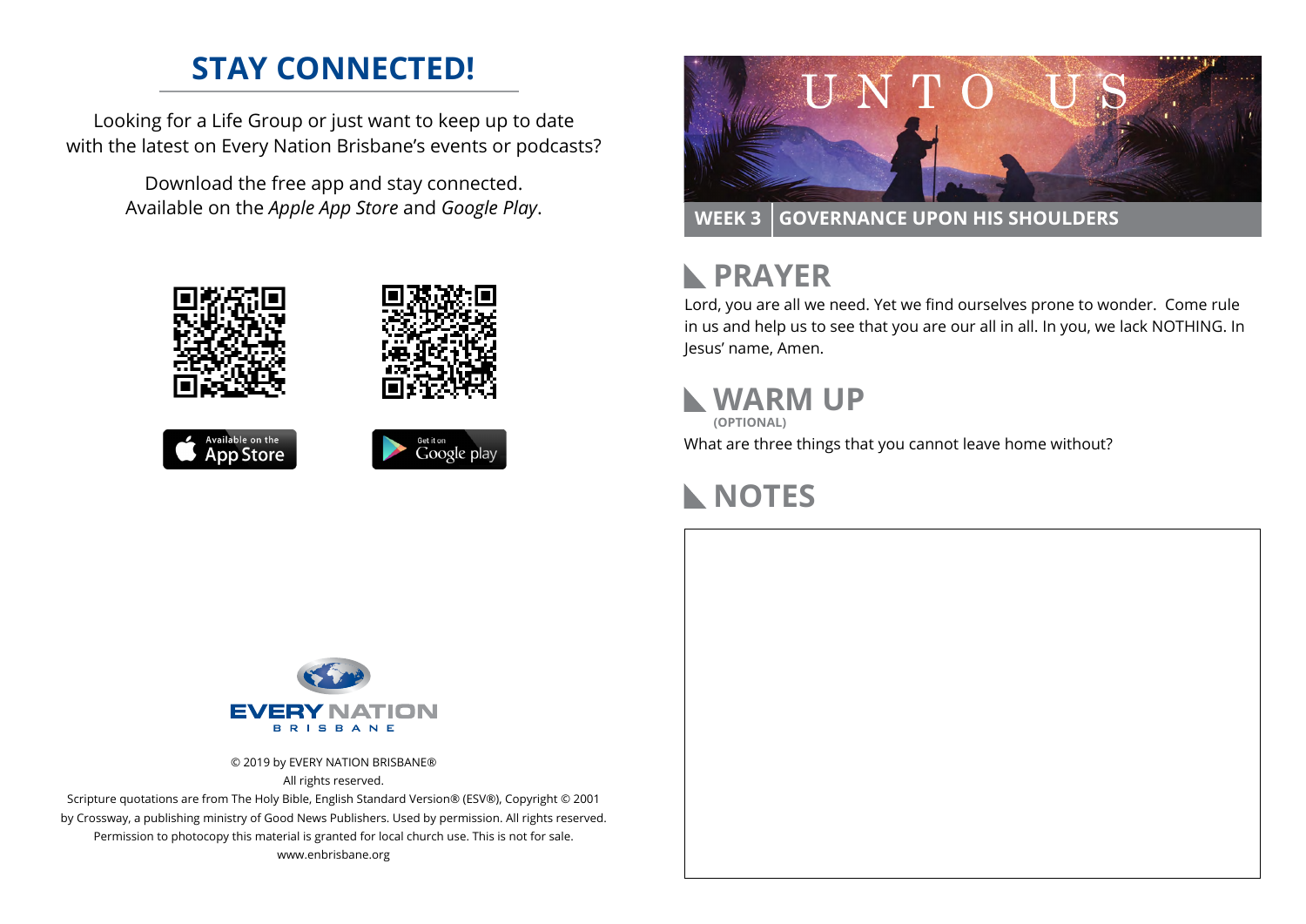## STAY CONNECTED!

Looking for a Life Group or just want to keep up to date with the latest on Every Nation Brisbane's events or podcasts?

Download the free app and stay connected.
Available on the *Apple App Store* and *Google Play*.

Available on the App Store

Get it on Google play

EVERY NATION
BRISBANE

© 2019 by EVERY NATION BRISBANE®
All rights reserved.
Scripture quotations are from The Holy Bible, English Standard Version® (ESV®), Copyright © 2001 by Crossway, a publishing ministry of Good News Publishers. Used by permission. All rights reserved.
Permission to photocopy this material is granted for local church use. This is not for sale.
www.enbrisbane.org

# UNTO US

**WEEK 3 | GOVERNANCE UPON HIS SHOULDERS**

## PRAYER

Lord, you are all we need. Yet we find ourselves prone to wonder. Come rule in us and help us to see that you are our all in all. In you, we lack NOTHING. In Jesus' name, Amen.

## WARM UP

**(OPTIONAL)**

What are three things that you cannot leave home without?

## NOTES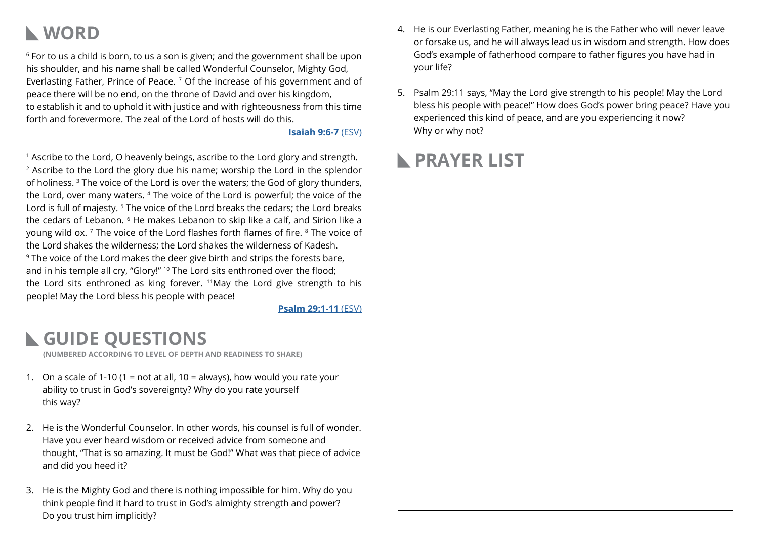## WORD

[6] For to us a child is born, to us a son is given; and the government shall be upon his shoulder, and his name shall be called Wonderful Counselor, Mighty God, Everlasting Father, Prince of Peace. [7] Of the increase of his government and of peace there will be no end, on the throne of David and over his kingdom, to establish it and to uphold it with justice and with righteousness from this time forth and forevermore. The zeal of the Lord of hosts will do this.

**Isaiah 9:6-7** (ESV)

[1] Ascribe to the Lord, O heavenly beings, ascribe to the Lord glory and strength. [2] Ascribe to the Lord the glory due his name; worship the Lord in the splendor of holiness. [3] The voice of the Lord is over the waters; the God of glory thunders, the Lord, over many waters. [4] The voice of the Lord is powerful; the voice of the Lord is full of majesty. [5] The voice of the Lord breaks the cedars; the Lord breaks the cedars of Lebanon. [6] He makes Lebanon to skip like a calf, and Sirion like a young wild ox. [7] The voice of the Lord flashes forth flames of fire. [8] The voice of the Lord shakes the wilderness; the Lord shakes the wilderness of Kadesh. [9] The voice of the Lord makes the deer give birth and strips the forests bare, and in his temple all cry, "Glory!" [10] The Lord sits enthroned over the flood; the Lord sits enthroned as king forever. [11]May the Lord give strength to his people! May the Lord bless his people with peace!

**Psalm 29:1-11** (ESV)

## GUIDE QUESTIONS

**(NUMBERED ACCORDING TO LEVEL OF DEPTH AND READINESS TO SHARE)**

1. On a scale of 1-10 (1 = not at all, 10 = always), how would you rate your ability to trust in God's sovereignty? Why do you rate yourself this way?

2. He is the Wonderful Counselor. In other words, his counsel is full of wonder. Have you ever heard wisdom or received advice from someone and thought, "That is so amazing. It must be God!" What was that piece of advice and did you heed it?

3. He is the Mighty God and there is nothing impossible for him. Why do you think people find it hard to trust in God's almighty strength and power? Do you trust him implicitly?

4. He is our Everlasting Father, meaning he is the Father who will never leave or forsake us, and he will always lead us in wisdom and strength. How does God's example of fatherhood compare to father figures you have had in your life?

5. Psalm 29:11 says, "May the Lord give strength to his people! May the Lord bless his people with peace!" How does God's power bring peace? Have you experienced this kind of peace, and are you experiencing it now? Why or why not?

## PRAYER LIST